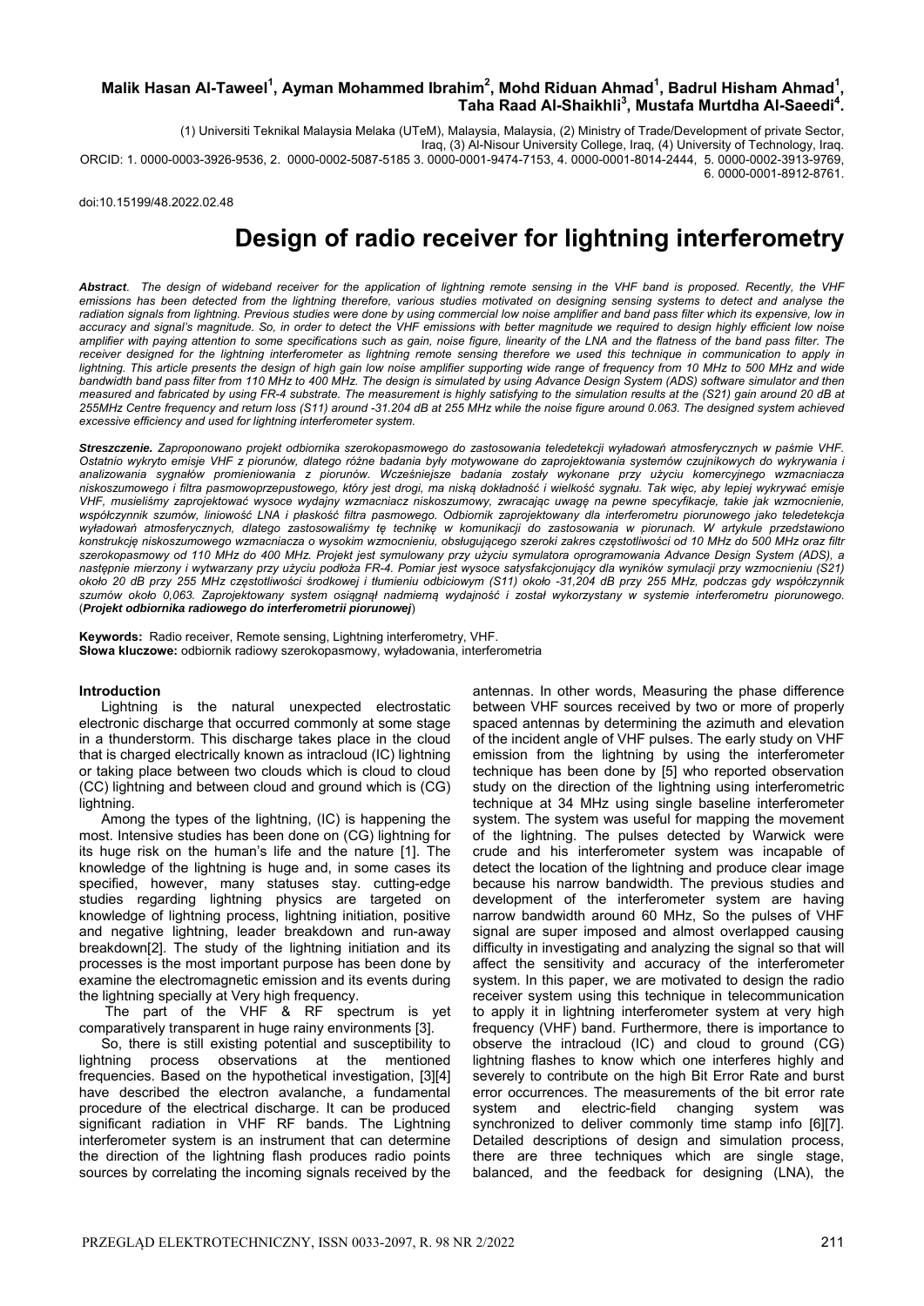**Malik Hasan Al-Taweel[1], Ayman Mohammed Ibrahim[2], Mohd Riduan Ahmad[1], Badrul Hisham Ahmad[1], Taha Raad Al-Shaikhli[3], Mustafa Murtdha Al-Saeedi[4].**

(1) Universiti Teknikal Malaysia Melaka (UTeM), Malaysia, Malaysia, (2) Ministry of Trade/Development of private Sector, Iraq, (3) Al-Nisour University College, Iraq, (4) University of Technology, Iraq.
ORCID: 1. 0000-0003-3926-9536, 2. 0000-0002-5087-5185 3. 0000-0001-9474-7153, 4. 0000-0001-8014-2444, 5. 0000-0002-3913-9769, 6. 0000-0001-8912-8761.

doi:10.15199/48.2022.02.48

# Design of radio receiver for lightning interferometry

***Abstract**. The design of wideband receiver for the application of lightning remote sensing in the VHF band is proposed. Recently, the VHF emissions has been detected from the lightning therefore, various studies motivated on designing sensing systems to detect and analyse the radiation signals from lightning. Previous studies were done by using commercial low noise amplifier and band pass filter which its expensive, low in accuracy and signal's magnitude. So, in order to detect the VHF emissions with better magnitude we required to design highly efficient low noise amplifier with paying attention to some specifications such as gain, noise figure, linearity of the LNA and the flatness of the band pass filter. The receiver designed for the lightning interferometer as lightning remote sensing therefore we used this technique in communication to apply in lightning. This article presents the design of high gain low noise amplifier supporting wide range of frequency from 10 MHz to 500 MHz and wide bandwidth band pass filter from 110 MHz to 400 MHz. The design is simulated by using Advance Design System (ADS) software simulator and then measured and fabricated by using FR-4 substrate. The measurement is highly satisfying to the simulation results at the (S21) gain around 20 dB at 255MHz Centre frequency and return loss (S11) around -31.204 dB at 255 MHz while the noise figure around 0.063. The designed system achieved excessive efficiency and used for lightning interferometer system.*

***Streszczenie.** Zaproponowano projekt odbiornika szerokopasmowego do zastosowania teledetekcji wyładowań atmosferycznych w paśmie VHF. Ostatnio wykryto emisje VHF z piorunów, dlatego różne badania były motywowane do zaprojektowania systemów czujnikowych do wykrywania i analizowania sygnałów promieniowania z piorunów. Wcześniejsze badania zostały wykonane przy użyciu komercyjnego wzmacniacza niskoszumowego i filtra pasmowoprzepustowego, który jest drogi, ma niską dokładność i wielkość sygnału. Tak więc, aby lepiej wykrywać emisje VHF, musieliśmy zaprojektować wysoce wydajny wzmacniacz niskoszumowy, zwracając uwagę na pewne specyfikacje, takie jak wzmocnienie, współczynnik szumów, liniowość LNA i płaskość filtra pasmowego. Odbiornik zaprojektowany dla interferometru piorunowego jako teledetekcja wyładowań atmosferycznych, dlatego zastosowaliśmy tę technikę w komunikacji do zastosowania w piorunach. W artykule przedstawiono konstrukcję niskoszumowego wzmacniacza o wysokim wzmocnieniu, obsługującego szeroki zakres częstotliwości od 10 MHz do 500 MHz oraz filtr szerokopasmowy od 110 MHz do 400 MHz. Projekt jest symulowany przy użyciu symulatora oprogramowania Advance Design System (ADS), a następnie mierzony i wytwarzany przy użyciu podłoża FR-4. Pomiar jest wysoce satysfakcjonujący dla wyników symulacji przy wzmocnieniu (S21) około 20 dB przy 255 MHz częstotliwości środkowej i tłumieniu odbiciowym (S11) około -31,204 dB przy 255 MHz, podczas gdy współczynnik szumów około 0,063. Zaprojektowany system osiągnął nadmierną wydajność i został wykorzystany w systemie interferometru piorunowego.* (***Projekt odbiornika radiowego do interferometrii piorunowej***)

**Keywords:** Radio receiver, Remote sensing, Lightning interferometry, VHF.
**Słowa kluczowe:** odbiornik radiowy szerokopasmowy, wyładowania, interferometria

## Introduction

Lightning is the natural unexpected electrostatic electronic discharge that occurred commonly at some stage in a thunderstorm. This discharge takes place in the cloud that is charged electrically known as intracloud (IC) lightning or taking place between two clouds which is cloud to cloud (CC) lightning and between cloud and ground which is (CG) lightning.

Among the types of the lightning, (IC) is happening the most. Intensive studies has been done on (CG) lightning for its huge risk on the human's life and the nature [1]. The knowledge of the lightning is huge and, in some cases its specified, however, many statuses stay. cutting-edge studies regarding lightning physics are targeted on knowledge of lightning process, lightning initiation, positive and negative lightning, leader breakdown and run-away breakdown[2]. The study of the lightning initiation and its processes is the most important purpose has been done by examine the electromagnetic emission and its events during the lightning specially at Very high frequency.

The part of the VHF & RF spectrum is yet comparatively transparent in huge rainy environments [3].

So, there is still existing potential and susceptibility to lightning process observations at the mentioned frequencies. Based on the hypothetical investigation, [3][4] have described the electron avalanche, a fundamental procedure of the electrical discharge. It can be produced significant radiation in VHF RF bands. The Lightning interferometer system is an instrument that can determine the direction of the lightning flash produces radio points sources by correlating the incoming signals received by the antennas. In other words, Measuring the phase difference between VHF sources received by two or more of properly spaced antennas by determining the azimuth and elevation of the incident angle of VHF pulses. The early study on VHF emission from the lightning by using the interferometer technique has been done by [5] who reported observation study on the direction of the lightning using interferometric technique at 34 MHz using single baseline interferometer system. The system was useful for mapping the movement of the lightning. The pulses detected by Warwick were crude and his interferometer system was incapable of detect the location of the lightning and produce clear image because his narrow bandwidth. The previous studies and development of the interferometer system are having narrow bandwidth around 60 MHz, So the pulses of VHF signal are super imposed and almost overlapped causing difficulty in investigating and analyzing the signal so that will affect the sensitivity and accuracy of the interferometer system. In this paper, we are motivated to design the radio receiver system using this technique in telecommunication to apply it in lightning interferometer system at very high frequency (VHF) band. Furthermore, there is importance to observe the intracloud (IC) and cloud to ground (CG) lightning flashes to know which one interferes highly and severely to contribute on the high Bit Error Rate and burst error occurrences. The measurements of the bit error rate system and electric-field changing system was synchronized to deliver commonly time stamp info [6][7]. Detailed descriptions of design and simulation process, there are three techniques which are single stage, balanced, and the feedback for designing (LNA), the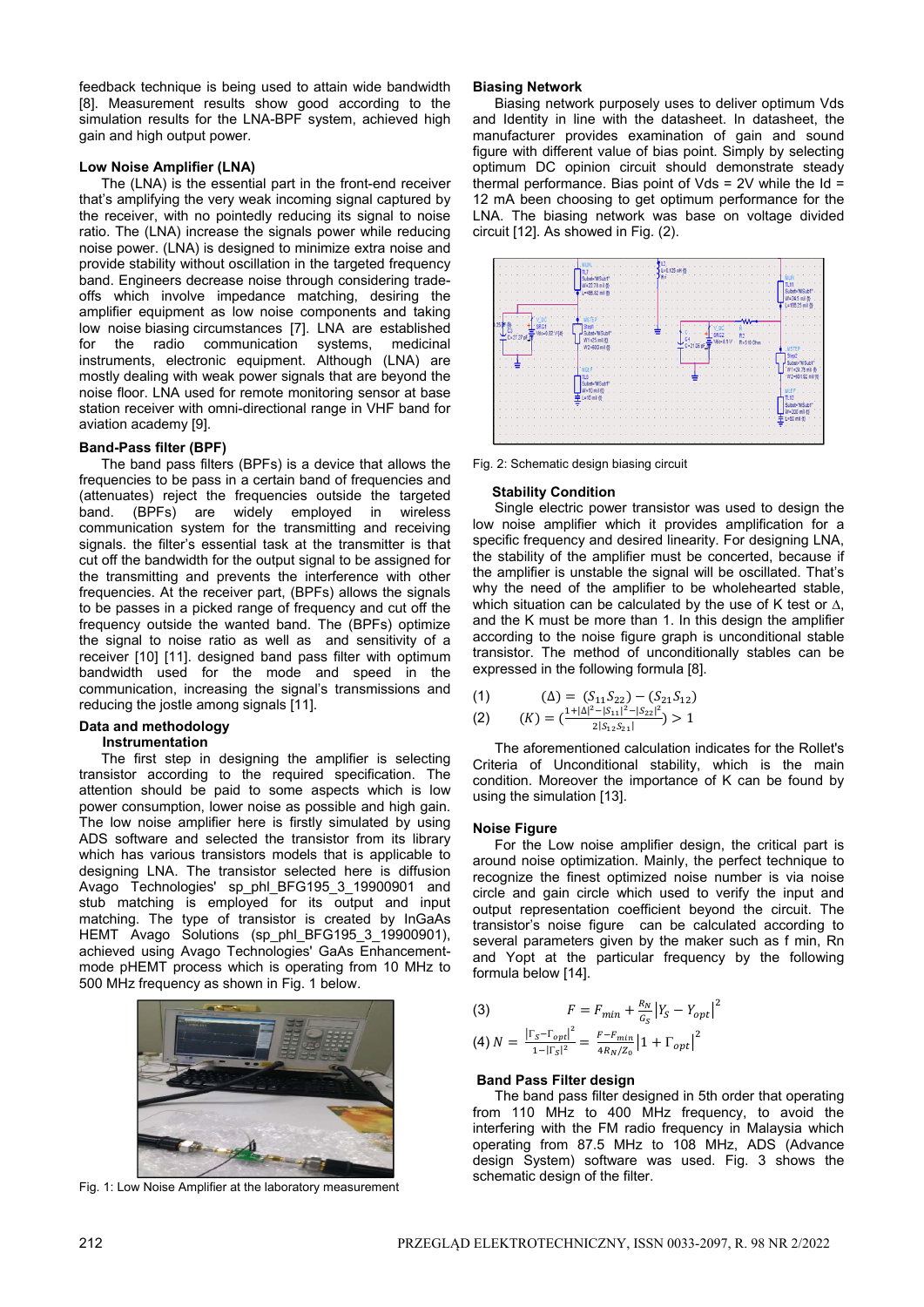feedback technique is being used to attain wide bandwidth [8]. Measurement results show good according to the simulation results for the LNA-BPF system, achieved high gain and high output power.

### Low Noise Amplifier (LNA)

The (LNA) is the essential part in the front-end receiver that's amplifying the very weak incoming signal captured by the receiver, with no pointedly reducing its signal to noise ratio. The (LNA) increase the signals power while reducing noise power. (LNA) is designed to minimize extra noise and provide stability without oscillation in the targeted frequency band. Engineers decrease noise through considering trade-offs which involve impedance matching, desiring the amplifier equipment as low noise components and taking low noise biasing circumstances [7]. LNA are established for the radio communication systems, medicinal instruments, electronic equipment. Although (LNA) are mostly dealing with weak power signals that are beyond the noise floor. LNA used for remote monitoring sensor at base station receiver with omni-directional range in VHF band for aviation academy [9].

### Band-Pass filter (BPF)

The band pass filters (BPFs) is a device that allows the frequencies to be pass in a certain band of frequencies and (attenuates) reject the frequencies outside the targeted band. (BPFs) are widely employed in wireless communication system for the transmitting and receiving signals. the filter's essential task at the transmitter is that cut off the bandwidth for the output signal to be assigned for the transmitting and prevents the interference with other frequencies. At the receiver part, (BPFs) allows the signals to be passes in a picked range of frequency and cut off the frequency outside the wanted band. The (BPFs) optimize the signal to noise ratio as well as and sensitivity of a receiver [10] [11]. designed band pass filter with optimum bandwidth used for the mode and speed in the communication, increasing the signal's transmissions and reducing the jostle among signals [11].

### Data and methodology

#### Instrumentation

The first step in designing the amplifier is selecting transistor according to the required specification. The attention should be paid to some aspects which is low power consumption, lower noise as possible and high gain. The low noise amplifier here is firstly simulated by using ADS software and selected the transistor from its library which has various transistors models that is applicable to designing LNA. The transistor selected here is diffusion Avago Technologies' sp_phl_BFG195_3_19900901 and stub matching is employed for its output and input matching. The type of transistor is created by InGaAs HEMT Avago Solutions (sp_phl_BFG195_3_19900901), achieved using Avago Technologies' GaAs Enhancement-mode pHEMT process which is operating from 10 MHz to 500 MHz frequency as shown in Fig. 1 below.

Fig. 1: Low Noise Amplifier at the laboratory measurement

### Biasing Network

Biasing network purposely uses to deliver optimum Vds and Identity in line with the datasheet. In datasheet, the manufacturer provides examination of gain and sound figure with different value of bias point. Simply by selecting optimum DC opinion circuit should demonstrate steady thermal performance. Bias point of Vds = 2V while the Id = 12 mA been choosing to get optimum performance for the LNA. The biasing network was base on voltage divided circuit [12]. As showed in Fig. (2).

Fig. 2: Schematic design biasing circuit

### Stability Condition

Single electric power transistor was used to design the low noise amplifier which it provides amplification for a specific frequency and desired linearity. For designing LNA, the stability of the amplifier must be concerted, because if the amplifier is unstable the signal will be oscillated. That's why the need of the amplifier to be wholehearted stable, which situation can be calculated by the use of K test or Δ, and the K must be more than 1. In this design the amplifier according to the noise figure graph is unconditional stable transistor. The method of unconditionally stables can be expressed in the following formula [8].

$$(1) \qquad (\Delta) = (S_{11}S_{22}) - (S_{21}S_{12})$$

$$(2) \qquad (K) = \left(\frac{1+|\Delta|^2-|S_{11}|^2-|S_{22}|^2}{2|S_{12}S_{21}|}\right) > 1$$

The aforementioned calculation indicates for the Rollet's Criteria of Unconditional stability, which is the main condition. Moreover the importance of K can be found by using the simulation [13].

### Noise Figure

For the Low noise amplifier design, the critical part is around noise optimization. Mainly, the perfect technique to recognize the finest optimized noise number is via noise circle and gain circle which used to verify the input and output representation coefficient beyond the circuit. The transistor's noise figure can be calculated according to several parameters given by the maker such as f min, Rn and Yopt at the particular frequency by the following formula below [14].

$$(3) \qquad F = F_{min} + \frac{R_N}{G_S}\left|Y_S - Y_{opt}\right|^2$$

$$(4) \qquad N = \frac{\left|\Gamma_S - \Gamma_{opt}\right|^2}{1-|\Gamma_S|^2} = \frac{F-F_{min}}{4R_N/Z_0}\left|1+\Gamma_{opt}\right|^2$$

### Band Pass Filter design

The band pass filter designed in 5th order that operating from 110 MHz to 400 MHz frequency, to avoid the interfering with the FM radio frequency in Malaysia which operating from 87.5 MHz to 108 MHz, ADS (Advance design System) software was used. Fig. 3 shows the schematic design of the filter.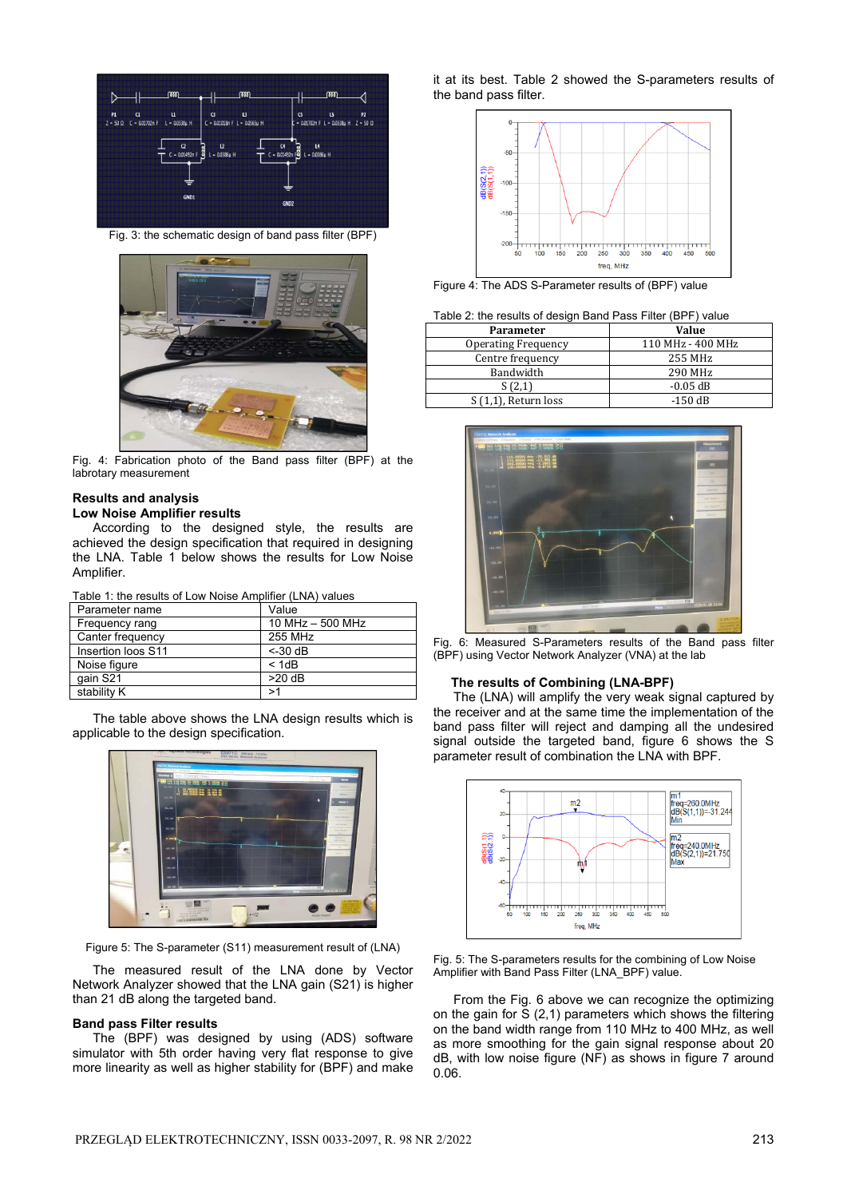Fig. 3: the schematic design of band pass filter (BPF)

Fig. 4: Fabrication photo of the Band pass filter (BPF) at the labrotary measurement

## Results and analysis

### Low Noise Amplifier results

According to the designed style, the results are achieved the design specification that required in designing the LNA. Table 1 below shows the results for Low Noise Amplifier.

Table 1: the results of Low Noise Amplifier (LNA) values

| Parameter name | Value |
|---|---|
| Frequency rang | 10 MHz – 500 MHz |
| Canter frequency | 255 MHz |
| Insertion loos S11 | <-30 dB |
| Noise figure | < 1dB |
| gain S21 | >20 dB |
| stability K | >1 |

The table above shows the LNA design results which is applicable to the design specification.

Figure 5: The S-parameter (S11) measurement result of (LNA)

The measured result of the LNA done by Vector Network Analyzer showed that the LNA gain (S21) is higher than 21 dB along the targeted band.

### Band pass Filter results

The (BPF) was designed by using (ADS) software simulator with 5th order having very flat response to give more linearity as well as higher stability for (BPF) and make it at its best. Table 2 showed the S-parameters results of the band pass filter.

Figure 4: The ADS S-Parameter results of (BPF) value

Table 2: the results of design Band Pass Filter (BPF) value

| Parameter | Value |
|---|---|
| Operating Frequency | 110 MHz - 400 MHz |
| Centre frequency | 255 MHz |
| Bandwidth | 290 MHz |
| S (2,1) | -0.05 dB |
| S (1,1), Return loss | -150 dB |

Fig. 6: Measured S-Parameters results of the Band pass filter (BPF) using Vector Network Analyzer (VNA) at the lab

### The results of Combining (LNA-BPF)

The (LNA) will amplify the very weak signal captured by the receiver and at the same time the implementation of the band pass filter will reject and damping all the undesired signal outside the targeted band, figure 6 shows the S parameter result of combination the LNA with BPF.

Fig. 5: The S-parameters results for the combining of Low Noise Amplifier with Band Pass Filter (LNA_BPF) value.

From the Fig. 6 above we can recognize the optimizing on the gain for S (2,1) parameters which shows the filtering on the band width range from 110 MHz to 400 MHz, as well as more smoothing for the gain signal response about 20 dB, with low noise figure (NF) as shows in figure 7 around 0.06.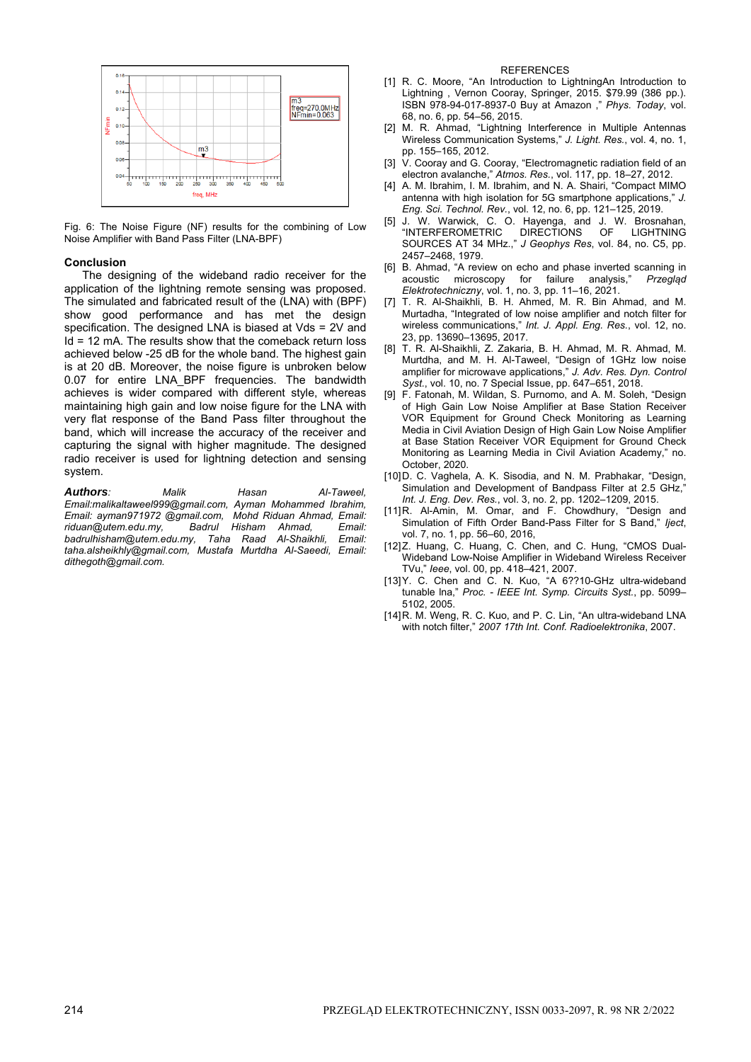0.16
0.14
0.12
0.10
0.08
0.06
0.04
NFmin
m3
m3
freq=270.0MHz
NFmin=0.063
50 100 150 200 250 300 350 400 450 500
freq, MHz

Fig. 6: The Noise Figure (NF) results for the combining of Low Noise Amplifier with Band Pass Filter (LNA-BPF)

## Conclusion

The designing of the wideband radio receiver for the application of the lightning remote sensing was proposed. The simulated and fabricated result of the (LNA) with (BPF) show good performance and has met the design specification. The designed LNA is biased at Vds = 2V and Id = 12 mA. The results show that the comeback return loss achieved below -25 dB for the whole band. The highest gain is at 20 dB. Moreover, the noise figure is unbroken below 0.07 for entire LNA_BPF frequencies. The bandwidth achieves is wider compared with different style, whereas maintaining high gain and low noise figure for the LNA with very flat response of the Band Pass filter throughout the band, which will increase the accuracy of the receiver and capturing the signal with higher magnitude. The designed radio receiver is used for lightning detection and sensing system.

***Authors**: Malik Hasan Al-Taweel, Email:malikaltaweel999@gmail.com, Ayman Mohammed Ibrahim, Email: ayman971972 @gmail.com, Mohd Riduan Ahmad, Email: riduan@utem.edu.my, Badrul Hisham Ahmad, Email: badrulhisham@utem.edu.my, Taha Raad Al-Shaikhli, Email: taha.alsheikhly@gmail.com, Mustafa Murtdha Al-Saeedi, Email: dithegoth@gmail.com.*

## REFERENCES

[1] R. C. Moore, "An Introduction to LightningAn Introduction to Lightning , Vernon Cooray, Springer, 2015. $79.99 (386 pp.). ISBN 978-94-017-8937-0 Buy at Amazon ," *Phys. Today*, vol. 68, no. 6, pp. 54–56, 2015.

[2] M. R. Ahmad, "Lightning Interference in Multiple Antennas Wireless Communication Systems," *J. Light. Res.*, vol. 4, no. 1, pp. 155–165, 2012.

[3] V. Cooray and G. Cooray, "Electromagnetic radiation field of an electron avalanche," *Atmos. Res.*, vol. 117, pp. 18–27, 2012.

[4] A. M. Ibrahim, I. M. Ibrahim, and N. A. Shairi, "Compact MIMO antenna with high isolation for 5G smartphone applications," *J. Eng. Sci. Technol. Rev.*, vol. 12, no. 6, pp. 121–125, 2019.

[5] J. W. Warwick, C. O. Hayenga, and J. W. Brosnahan, "INTERFEROMETRIC DIRECTIONS OF LIGHTNING SOURCES AT 34 MHz.," *J Geophys Res*, vol. 84, no. C5, pp. 2457–2468, 1979.

[6] B. Ahmad, "A review on echo and phase inverted scanning in acoustic microscopy for failure analysis," *Przegląd Elektrotechniczny*, vol. 1, no. 3, pp. 11–16, 2021.

[7] T. R. Al-Shaikhli, B. H. Ahmed, M. R. Bin Ahmad, and M. Murtadha, "Integrated of low noise amplifier and notch filter for wireless communications," *Int. J. Appl. Eng. Res.*, vol. 12, no. 23, pp. 13690–13695, 2017.

[8] T. R. Al-Shaikhli, Z. Zakaria, B. H. Ahmad, M. R. Ahmad, M. Murtdha, and M. H. Al-Taweel, "Design of 1GHz low noise amplifier for microwave applications," *J. Adv. Res. Dyn. Control Syst.*, vol. 10, no. 7 Special Issue, pp. 647–651, 2018.

[9] F. Fatonah, M. Wildan, S. Purnomo, and A. M. Soleh, "Design of High Gain Low Noise Amplifier at Base Station Receiver VOR Equipment for Ground Check Monitoring as Learning Media in Civil Aviation Design of High Gain Low Noise Amplifier at Base Station Receiver VOR Equipment for Ground Check Monitoring as Learning Media in Civil Aviation Academy," no. October, 2020.

[10] D. C. Vaghela, A. K. Sisodia, and N. M. Prabhakar, "Design, Simulation and Development of Bandpass Filter at 2.5 GHz," *Int. J. Eng. Dev. Res.*, vol. 3, no. 2, pp. 1202–1209, 2015.

[11] R. Al-Amin, M. Omar, and F. Chowdhury, "Design and Simulation of Fifth Order Band-Pass Filter for S Band," *Iject*, vol. 7, no. 1, pp. 56–60, 2016,

[12] Z. Huang, C. Huang, C. Chen, and C. Hung, "CMOS Dual-Wideband Low-Noise Amplifier in Wideband Wireless Receiver TVu," *Ieee*, vol. 00, pp. 418–421, 2007.

[13] Y. C. Chen and C. N. Kuo, "A 6??10-GHz ultra-wideband tunable lna," *Proc. - IEEE Int. Symp. Circuits Syst.*, pp. 5099–5102, 2005.

[14] R. M. Weng, R. C. Kuo, and P. C. Lin, "An ultra-wideband LNA with notch filter," *2007 17th Int. Conf. Radioelektronika*, 2007.